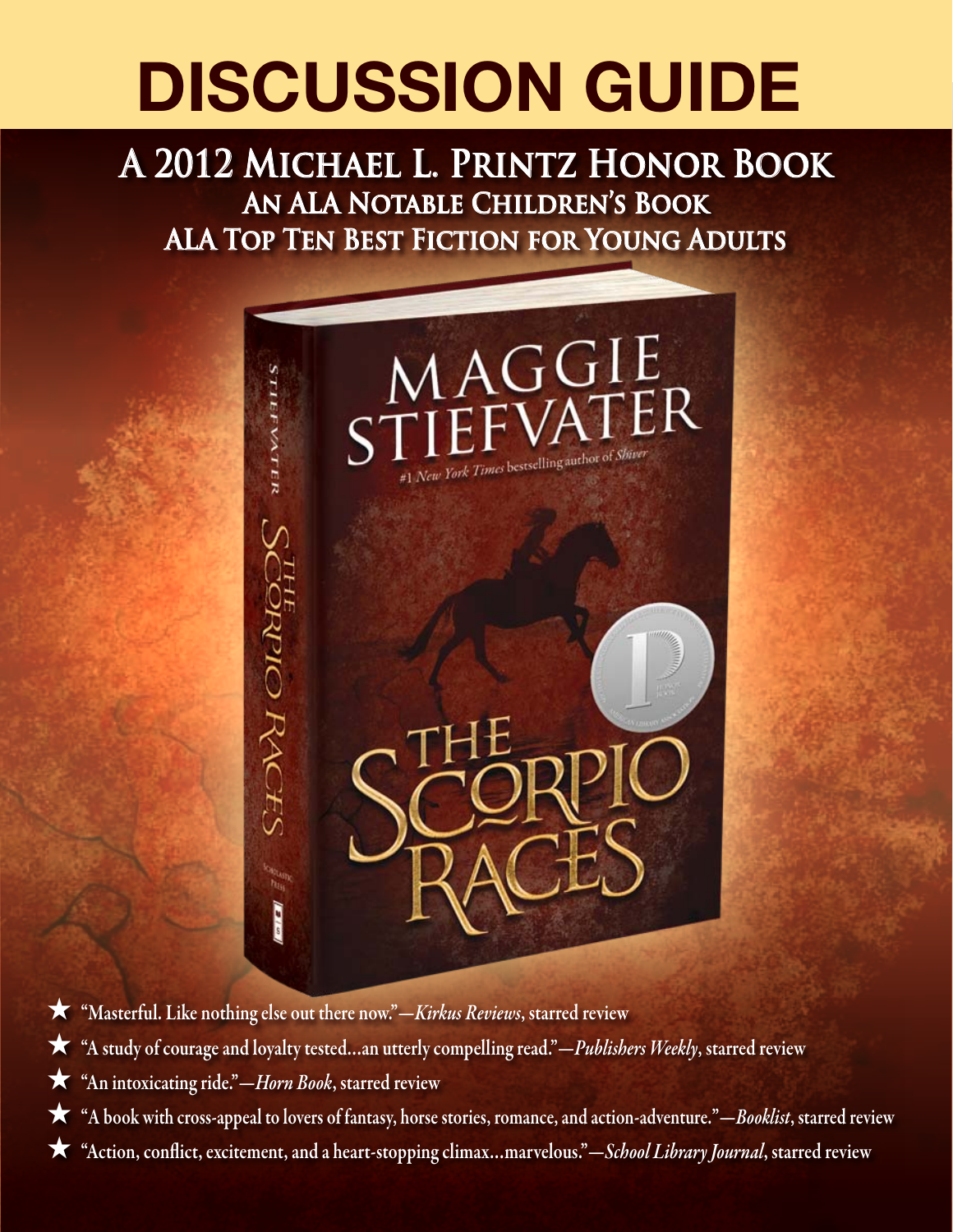# DISCUSSION GUIDE

## A 2012 Michael L. Printz Honor Book

### An ALA Notable Children's Book

### ALA Top Ten Best Fiction for Young Adults

MAGGIE STIEFVATER

#1 *New York Times* bestselling author of *Shiver*

THE SCORPIO RACES

★ "Masterful. Like nothing else out there now."—*Kirkus Reviews*, starred review

★ "A study of courage and loyalty tested…an utterly compelling read."—*Publishers Weekly*, starred review

★ "An intoxicating ride."—*Horn Book*, starred review

★ "A book with cross-appeal to lovers of fantasy, horse stories, romance, and action-adventure."—*Booklist*, starred review

★ "Action, conflict, excitement, and a heart-stopping climax…marvelous."—*School Library Journal*, starred review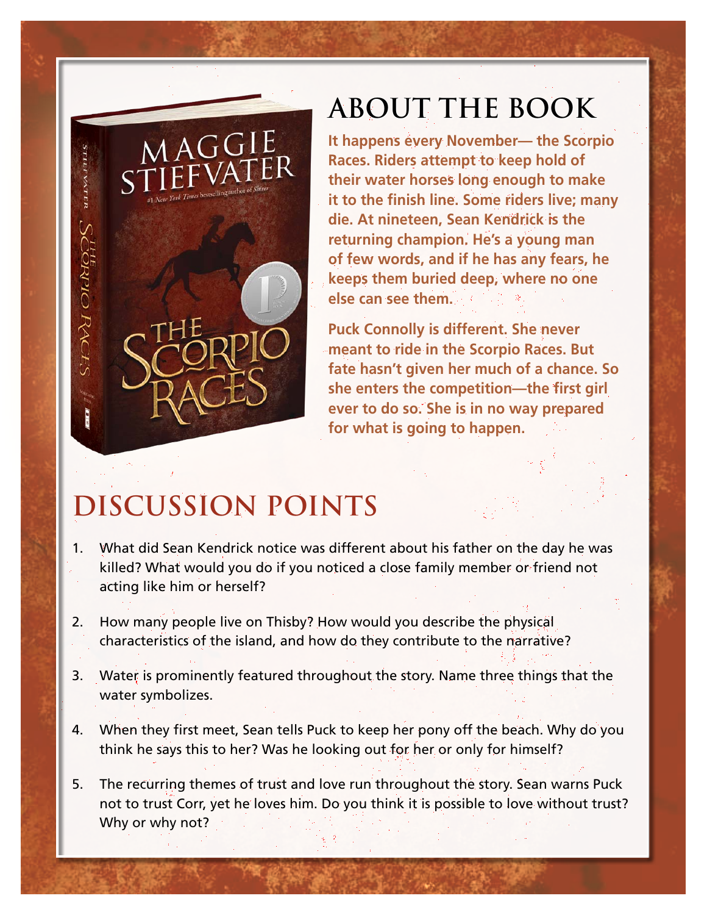## ABOUT THE BOOK

**It happens every November— the Scorpio Races. Riders attempt to keep hold of their water horses long enough to make it to the finish line. Some riders live; many die. At nineteen, Sean Kendrick is the returning champion. He's a young man of few words, and if he has any fears, he keeps them buried deep, where no one else can see them.**

**Puck Connolly is different. She never meant to ride in the Scorpio Races. But fate hasn't given her much of a chance. So she enters the competition—the first girl ever to do so. She is in no way prepared for what is going to happen.**

## DISCUSSION POINTS

1. What did Sean Kendrick notice was different about his father on the day he was killed? What would you do if you noticed a close family member or friend not acting like him or herself?

2. How many people live on Thisby? How would you describe the physical characteristics of the island, and how do they contribute to the narrative?

3. Water is prominently featured throughout the story. Name three things that the water symbolizes.

4. When they first meet, Sean tells Puck to keep her pony off the beach. Why do you think he says this to her? Was he looking out for her or only for himself?

5. The recurring themes of trust and love run throughout the story. Sean warns Puck not to trust Corr, yet he loves him. Do you think it is possible to love without trust? Why or why not?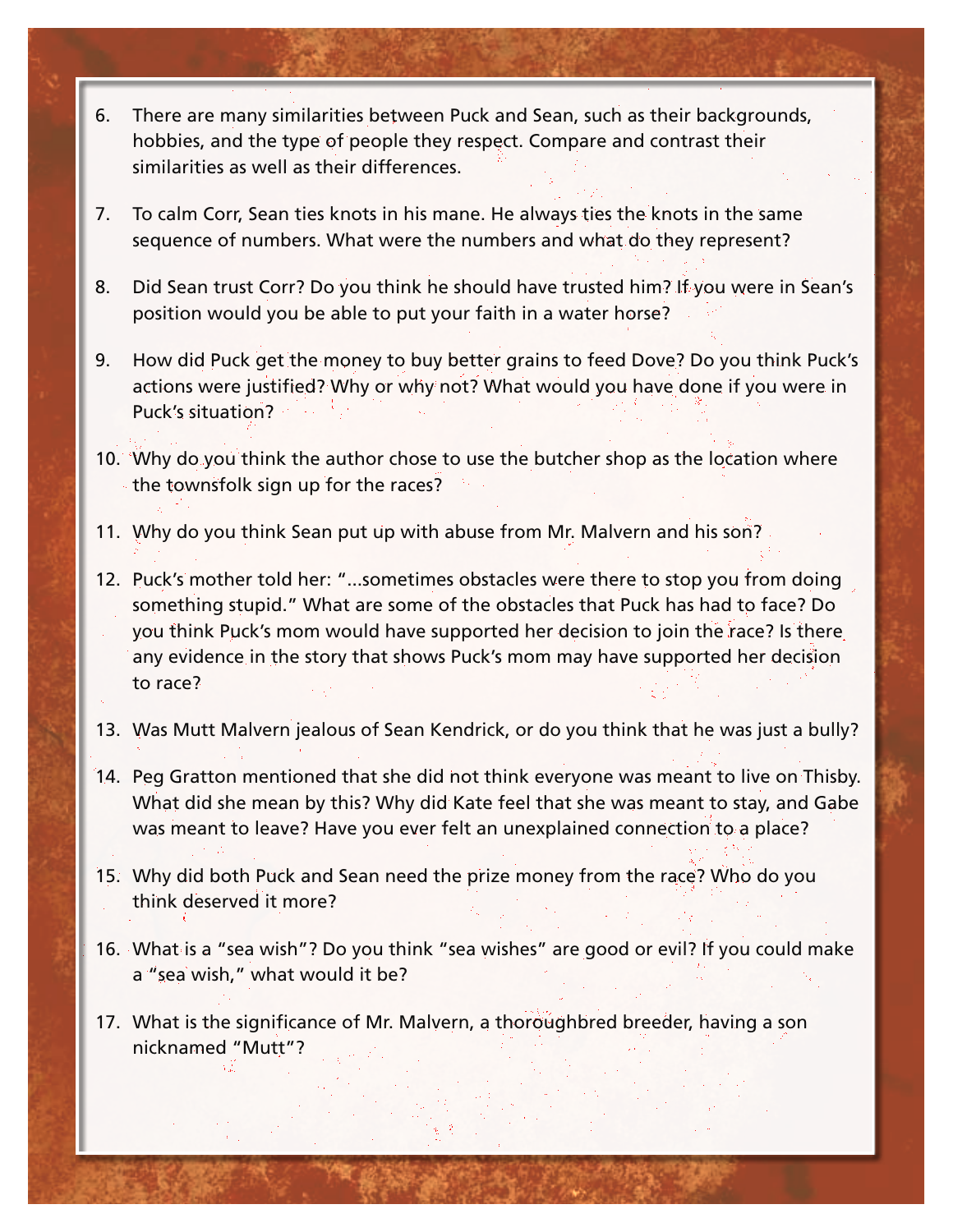6. There are many similarities between Puck and Sean, such as their backgrounds, hobbies, and the type of people they respect. Compare and contrast their similarities as well as their differences.

7. To calm Corr, Sean ties knots in his mane. He always ties the knots in the same sequence of numbers. What were the numbers and what do they represent?

8. Did Sean trust Corr? Do you think he should have trusted him? If you were in Sean's position would you be able to put your faith in a water horse?

9. How did Puck get the money to buy better grains to feed Dove? Do you think Puck's actions were justified? Why or why not? What would you have done if you were in Puck's situation?

10. Why do you think the author chose to use the butcher shop as the location where the townsfolk sign up for the races?

11. Why do you think Sean put up with abuse from Mr. Malvern and his son?

12. Puck's mother told her: "...sometimes obstacles were there to stop you from doing something stupid." What are some of the obstacles that Puck has had to face? Do you think Puck's mom would have supported her decision to join the race? Is there any evidence in the story that shows Puck's mom may have supported her decision to race?

13. Was Mutt Malvern jealous of Sean Kendrick, or do you think that he was just a bully?

14. Peg Gratton mentioned that she did not think everyone was meant to live on Thisby. What did she mean by this? Why did Kate feel that she was meant to stay, and Gabe was meant to leave? Have you ever felt an unexplained connection to a place?

15. Why did both Puck and Sean need the prize money from the race? Who do you think deserved it more?

16. What is a "sea wish"? Do you think "sea wishes" are good or evil? If you could make a "sea wish," what would it be?

17. What is the significance of Mr. Malvern, a thoroughbred breeder, having a son nicknamed "Mutt"?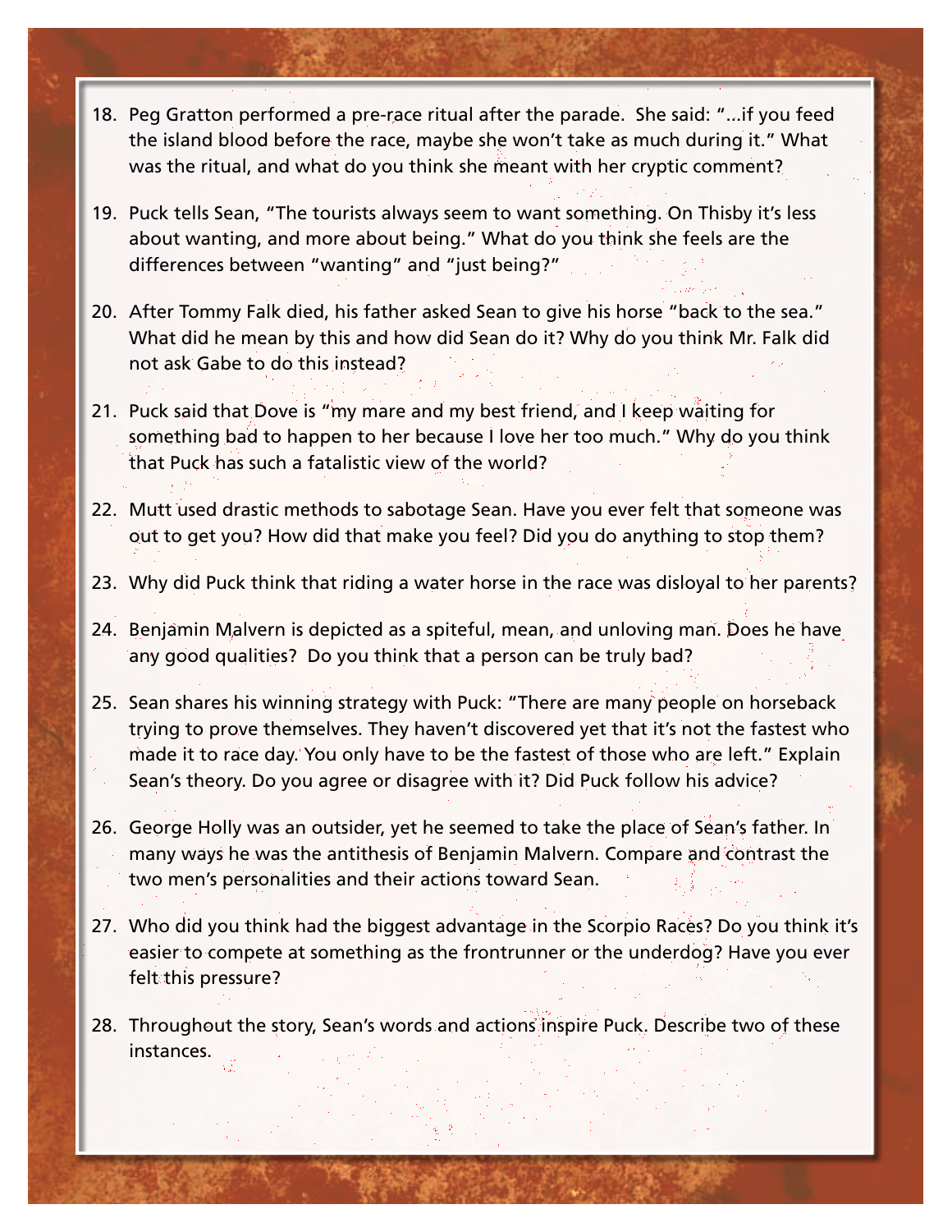18. Peg Gratton performed a pre-race ritual after the parade. She said: "...if you feed the island blood before the race, maybe she won't take as much during it." What was the ritual, and what do you think she meant with her cryptic comment?

19. Puck tells Sean, "The tourists always seem to want something. On Thisby it's less about wanting, and more about being." What do you think she feels are the differences between "wanting" and "just being?"

20. After Tommy Falk died, his father asked Sean to give his horse "back to the sea." What did he mean by this and how did Sean do it? Why do you think Mr. Falk did not ask Gabe to do this instead?

21. Puck said that Dove is "my mare and my best friend, and I keep waiting for something bad to happen to her because I love her too much." Why do you think that Puck has such a fatalistic view of the world?

22. Mutt used drastic methods to sabotage Sean. Have you ever felt that someone was out to get you? How did that make you feel? Did you do anything to stop them?

23. Why did Puck think that riding a water horse in the race was disloyal to her parents?

24. Benjamin Malvern is depicted as a spiteful, mean, and unloving man. Does he have any good qualities? Do you think that a person can be truly bad?

25. Sean shares his winning strategy with Puck: "There are many people on horseback trying to prove themselves. They haven't discovered yet that it's not the fastest who made it to race day. You only have to be the fastest of those who are left." Explain Sean's theory. Do you agree or disagree with it? Did Puck follow his advice?

26. George Holly was an outsider, yet he seemed to take the place of Sean's father. In many ways he was the antithesis of Benjamin Malvern. Compare and contrast the two men's personalities and their actions toward Sean.

27. Who did you think had the biggest advantage in the Scorpio Races? Do you think it's easier to compete at something as the frontrunner or the underdog? Have you ever felt this pressure?

28. Throughout the story, Sean's words and actions inspire Puck. Describe two of these instances.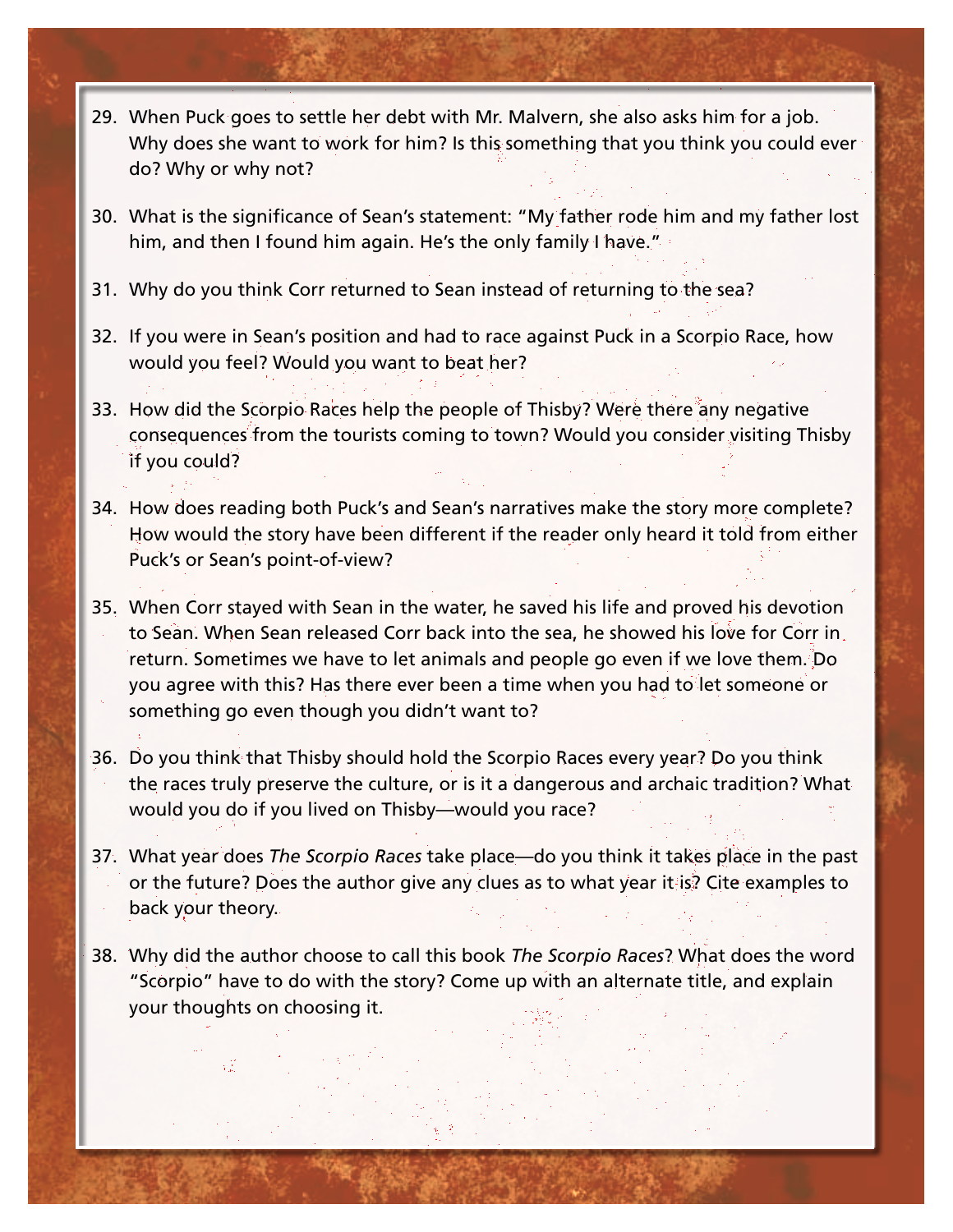29. When Puck goes to settle her debt with Mr. Malvern, she also asks him for a job. Why does she want to work for him? Is this something that you think you could ever do? Why or why not?

30. What is the significance of Sean's statement: "My father rode him and my father lost him, and then I found him again. He's the only family I have."

31. Why do you think Corr returned to Sean instead of returning to the sea?

32. If you were in Sean's position and had to race against Puck in a Scorpio Race, how would you feel? Would you want to beat her?

33. How did the Scorpio Races help the people of Thisby? Were there any negative consequences from the tourists coming to town? Would you consider visiting Thisby if you could?

34. How does reading both Puck's and Sean's narratives make the story more complete? How would the story have been different if the reader only heard it told from either Puck's or Sean's point-of-view?

35. When Corr stayed with Sean in the water, he saved his life and proved his devotion to Sean. When Sean released Corr back into the sea, he showed his love for Corr in return. Sometimes we have to let animals and people go even if we love them. Do you agree with this? Has there ever been a time when you had to let someone or something go even though you didn't want to?

36. Do you think that Thisby should hold the Scorpio Races every year? Do you think the races truly preserve the culture, or is it a dangerous and archaic tradition? What would you do if you lived on Thisby—would you race?

37. What year does *The Scorpio Races* take place—do you think it takes place in the past or the future? Does the author give any clues as to what year it is? Cite examples to back your theory.

38. Why did the author choose to call this book *The Scorpio Races*? What does the word "Scorpio" have to do with the story? Come up with an alternate title, and explain your thoughts on choosing it.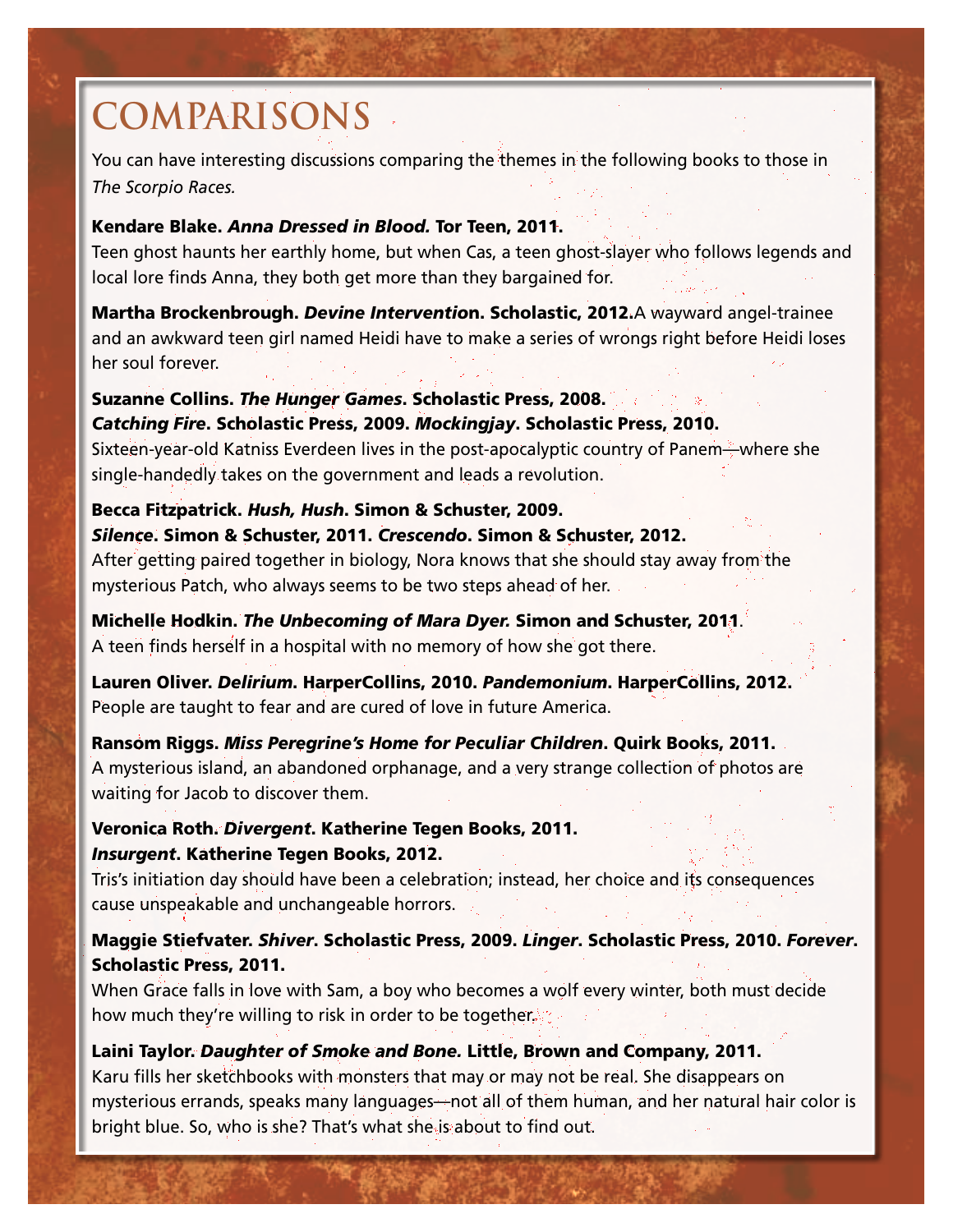# COMPARISONS

You can have interesting discussions comparing the themes in the following books to those in *The Scorpio Races.*

**Kendare Blake. *Anna Dressed in Blood.* Tor Teen, 2011.**
Teen ghost haunts her earthly home, but when Cas, a teen ghost-slayer who follows legends and local lore finds Anna, they both get more than they bargained for.

**Martha Brockenbrough. *Devine Interventio*n. Scholastic, 2012.** A wayward angel-trainee and an awkward teen girl named Heidi have to make a series of wrongs right before Heidi loses her soul forever.

**Suzanne Collins. *The Hunger Games*. Scholastic Press, 2008.**
***Catching Fire*. Scholastic Press, 2009. *Mockingjay*. Scholastic Press, 2010.**
Sixteen-year-old Katniss Everdeen lives in the post-apocalyptic country of Panem—where she single-handedly takes on the government and leads a revolution.

**Becca Fitzpatrick. *Hush, Hush*. Simon & Schuster, 2009.**
***Silence*. Simon & Schuster, 2011. *Crescendo*. Simon & Schuster, 2012.**
After getting paired together in biology, Nora knows that she should stay away from the mysterious Patch, who always seems to be two steps ahead of her.

**Michelle Hodkin. *The Unbecoming of Mara Dyer.* Simon and Schuster, 2011.**
A teen finds herself in a hospital with no memory of how she got there.

**Lauren Oliver. *Delirium*. HarperCollins, 2010. *Pandemonium*. HarperCollins, 2012.**
People are taught to fear and are cured of love in future America.

**Ransom Riggs. *Miss Peregrine's Home for Peculiar Children*. Quirk Books, 2011.**
A mysterious island, an abandoned orphanage, and a very strange collection of photos are waiting for Jacob to discover them.

**Veronica Roth. *Divergent*. Katherine Tegen Books, 2011.**
***Insurgent*. Katherine Tegen Books, 2012.**
Tris's initiation day should have been a celebration; instead, her choice and its consequences cause unspeakable and unchangeable horrors.

**Maggie Stiefvater. *Shiver*. Scholastic Press, 2009. *Linger*. Scholastic Press, 2010. *Forever*. Scholastic Press, 2011.**
When Grace falls in love with Sam, a boy who becomes a wolf every winter, both must decide how much they're willing to risk in order to be together.

**Laini Taylor. *Daughter of Smoke and Bone.* Little, Brown and Company, 2011.**
Karu fills her sketchbooks with monsters that may or may not be real. She disappears on mysterious errands, speaks many languages—not all of them human, and her natural hair color is bright blue. So, who is she? That's what she is about to find out.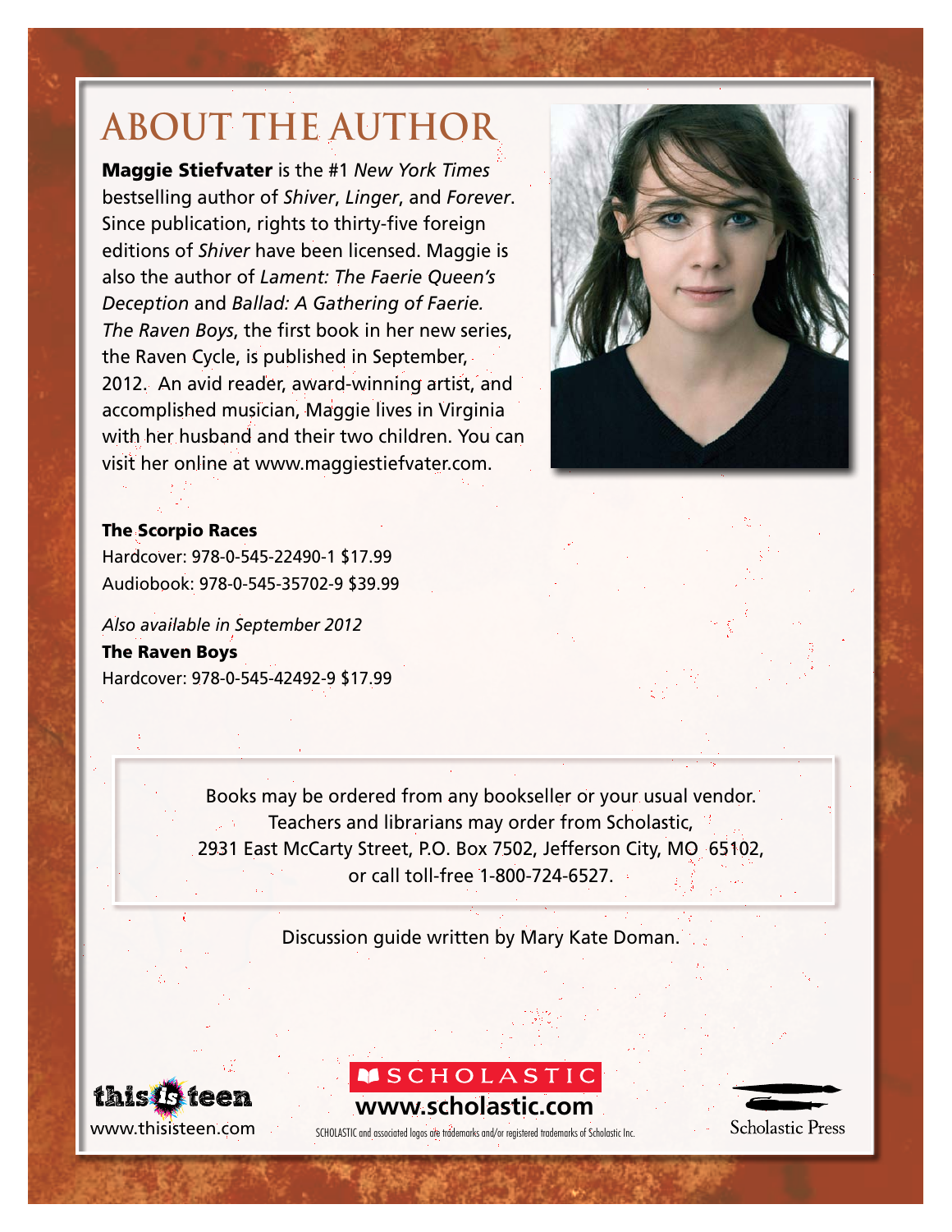# ABOUT THE AUTHOR

**Maggie Stiefvater** is the #1 *New York Times* bestselling author of *Shiver*, *Linger*, and *Forever*. Since publication, rights to thirty-five foreign editions of *Shiver* have been licensed. Maggie is also the author of *Lament: The Faerie Queen's Deception* and *Ballad: A Gathering of Faerie*. *The Raven Boys*, the first book in her new series, the Raven Cycle, is published in September, 2012. An avid reader, award-winning artist, and accomplished musician, Maggie lives in Virginia with her husband and their two children. You can visit her online at www.maggiestiefvater.com.

**The Scorpio Races**
Hardcover: 978-0-545-22490-1 $17.99
Audiobook: 978-0-545-35702-9 $39.99

*Also available in September 2012*
**The Raven Boys**
Hardcover: 978-0-545-42492-9 $17.99

Books may be ordered from any bookseller or your usual vendor.
Teachers and librarians may order from Scholastic,
2931 East McCarty Street, P.O. Box 7502, Jefferson City, MO 65102,
or call toll-free 1-800-724-6527.

Discussion guide written by Mary Kate Doman.

this is teen
www.thisisteen.com

SCHOLASTIC
www.scholastic.com
SCHOLASTIC and associated logos are trademarks and/or registered trademarks of Scholastic Inc.

Scholastic Press